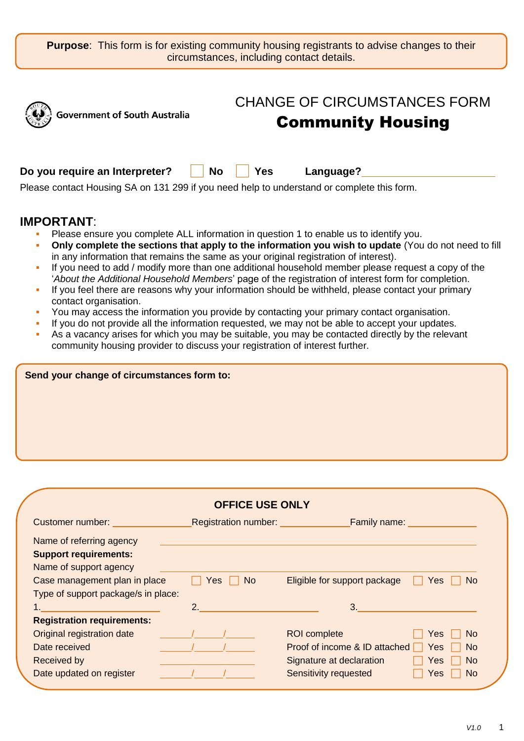**Purpose**: This form is for existing community housing registrants to advise changes to their circumstances, including contact details.

Government of South Australia

# CHANGE OF CIRCUMSTANCES FORM
## Community Housing

**Do you require an Interpreter?** ☐ **No** ☐ **Yes** **Language?**\_\_\_\_\_\_\_\_\_\_\_\_\_\_\_\_\_\_\_\_\_\_\_\_

Please contact Housing SA on 131 299 if you need help to understand or complete this form.

## IMPORTANT:

- Please ensure you complete ALL information in question 1 to enable us to identify you.
- **Only complete the sections that apply to the information you wish to update** (You do not need to fill in any information that remains the same as your original registration of interest).
- If you need to add / modify more than one additional household member please request a copy of the '*About the Additional Household Members*' page of the registration of interest form for completion.
- If you feel there are reasons why your information should be withheld, please contact your primary contact organisation.
- You may access the information you provide by contacting your primary contact organisation.
- If you do not provide all the information requested, we may not be able to accept your updates.
- As a vacancy arises for which you may be suitable, you may be contacted directly by the relevant community housing provider to discuss your registration of interest further.

**Send your change of circumstances form to:**

### OFFICE USE ONLY

Customer number: \_\_\_\_\_\_\_\_\_\_\_\_ Registration number: \_\_\_\_\_\_\_\_\_\_\_\_ Family name: \_\_\_\_\_\_\_\_\_\_\_\_

Name of referring agency \_\_\_\_\_\_\_\_\_\_\_\_\_\_\_\_\_\_\_\_\_\_\_\_\_\_\_\_\_\_\_\_\_\_\_\_\_\_\_\_

**Support requirements:**

Name of support agency \_\_\_\_\_\_\_\_\_\_\_\_\_\_\_\_\_\_\_\_\_\_\_\_\_\_\_\_\_\_\_\_\_\_\_\_\_\_\_\_

Case management plan in place ☐ Yes ☐ No Eligible for support package ☐ Yes ☐ No

Type of support package/s in place:

1.\_\_\_\_\_\_\_\_\_\_\_\_\_\_\_\_ 2.\_\_\_\_\_\_\_\_\_\_\_\_\_\_\_\_ 3.\_\_\_\_\_\_\_\_\_\_\_\_\_\_\_\_

**Registration requirements:**

| | | | |
|---|---|---|---|
| Original registration date | \_\_\_\_/\_\_\_\_/\_\_\_\_ | ROI complete | ☐ Yes ☐ No |
| Date received | \_\_\_\_/\_\_\_\_/\_\_\_\_ | Proof of income & ID attached | ☐ Yes ☐ No |
| Received by | \_\_\_\_\_\_\_\_\_\_\_\_ | Signature at declaration | ☐ Yes ☐ No |
| Date updated on register | \_\_\_\_/\_\_\_\_/\_\_\_\_ | Sensitivity requested | ☐ Yes ☐ No |

*V1.0*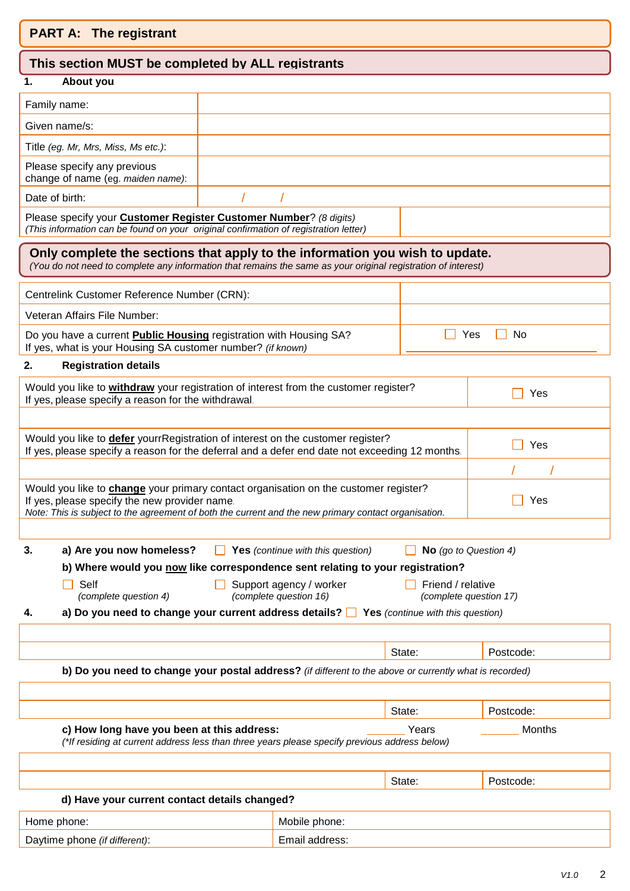## PART A: The registrant

### This section MUST be completed by ALL registrants

**1. About you**

| | |
|---|---|
| Family name: | |
| Given name/s: | |
| Title *(eg. Mr, Mrs, Miss, Ms etc.)*: | |
| Please specify any previous change of name (eg. *maiden name*): | |
| Date of birth: | / / |
| Please specify your **Customer Register Customer Number**? *(8 digits)* *(This information can be found on your original confirmation of registration letter)* | |

### Only complete the sections that apply to the information you wish to update.

*(You do not need to complete any information that remains the same as your original registration of interest)*

| | |
|---|---|
| Centrelink Customer Reference Number (CRN): | |
| Veteran Affairs File Number: | |
| Do you have a current **Public Housing** registration with Housing SA? If yes, what is your Housing SA customer number? *(if known)* | ☐ Yes ☐ No |

**2. Registration details**

| | |
|---|---|
| Would you like to **withdraw** your registration of interest from the customer register? If yes, please specify a reason for the withdrawal. | ☐ Yes |
| | |
| Would you like to **defer** yourrRegistration of interest on the customer register? If yes, please specify a reason for the deferral and a defer end date not exceeding 12 months. | ☐ Yes |
| | / / |
| Would you like to **change** your primary contact organisation on the customer register? If yes, please specify the new provider name. *Note: This is subject to the agreement of both the current and the new primary contact organisation.* | ☐ Yes |
| | |

**3.** **a) Are you now homeless?** ☐ **Yes** *(continue with this question)* ☐ **No** *(go to Question 4)*

**b) Where would you now like correspondence sent relating to your registration?**

☐ Self *(complete question 4)* ☐ Support agency / worker *(complete question 16)* ☐ Friend / relative *(complete question 17)*

**4.** **a) Do you need to change your current address details?** ☐ **Yes** *(continue with this question)*

| | | |
|---|---|---|
| | | |
| | State: | Postcode: |

**b) Do you need to change your postal address?** *(if different to the above or currently what is recorded)*

| | | |
|---|---|---|
| | | |
| | State: | Postcode: |

**c) How long have you been at this address:** ______ Years ______ Months

*(\*If residing at current address less than three years please specify previous address below)*

| | | |
|---|---|---|
| | | |
| | State: | Postcode: |

**d) Have your current contact details changed?**

| | |
|---|---|
| Home phone: | Mobile phone: |
| Daytime phone *(if different)*: | Email address: |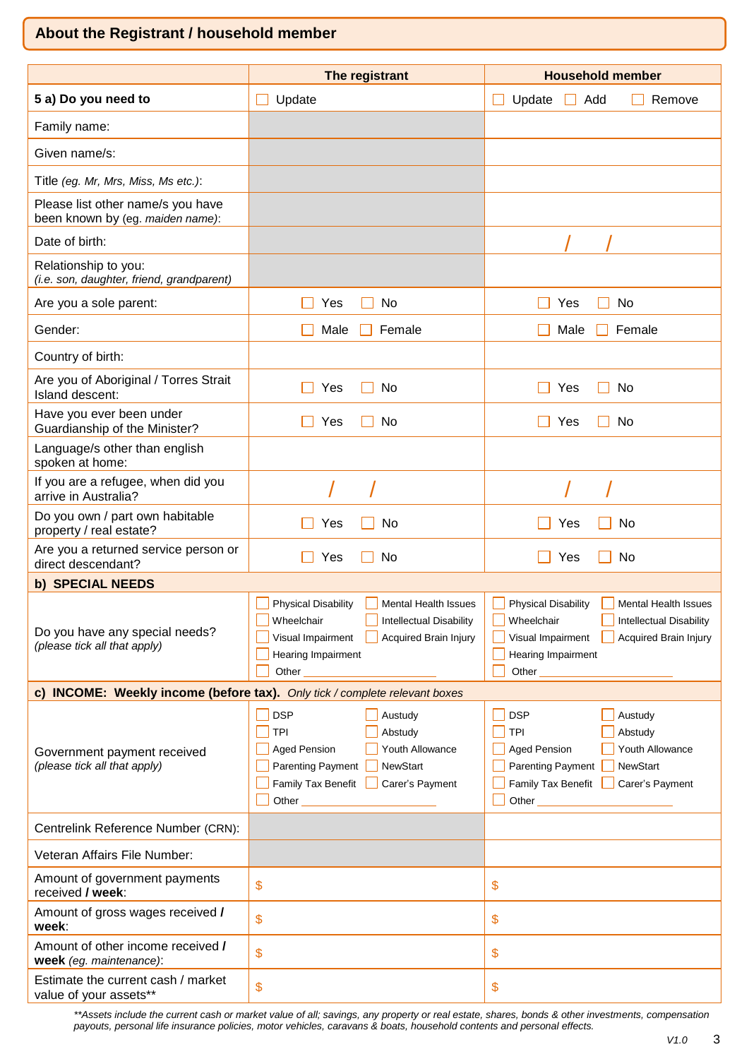## About the Registrant / household member

| | The registrant | Household member |
|---|---|---|
| **5 a) Do you need to** | ☐ Update | ☐ Update ☐ Add ☐ Remove |
| Family name: | | |
| Given name/s: | | |
| Title *(eg. Mr, Mrs, Miss, Ms etc.)*: | | |
| Please list other name/s you have been known by (eg. *maiden name*): | | |
| Date of birth: | | / / |
| Relationship to you: *(i.e. son, daughter, friend, grandparent)* | | |
| Are you a sole parent: | ☐ Yes ☐ No | ☐ Yes ☐ No |
| Gender: | ☐ Male ☐ Female | ☐ Male ☐ Female |
| Country of birth: | | |
| Are you of Aboriginal / Torres Strait Island descent: | ☐ Yes ☐ No | ☐ Yes ☐ No |
| Have you ever been under Guardianship of the Minister? | ☐ Yes ☐ No | ☐ Yes ☐ No |
| Language/s other than english spoken at home: | | |
| If you are a refugee, when did you arrive in Australia? | / / | / / |
| Do you own / part own habitable property / real estate? | ☐ Yes ☐ No | ☐ Yes ☐ No |
| Are you a returned service person or direct descendant? | ☐ Yes ☐ No | ☐ Yes ☐ No |
| **b) SPECIAL NEEDS** | | |
| Do you have any special needs? *(please tick all that apply)* | ☐ Physical Disability ☐ Mental Health Issues ☐ Wheelchair ☐ Intellectual Disability ☐ Visual Impairment ☐ Acquired Brain Injury ☐ Hearing Impairment ☐ Other ____________ | ☐ Physical Disability ☐ Mental Health Issues ☐ Wheelchair ☐ Intellectual Disability ☐ Visual Impairment ☐ Acquired Brain Injury ☐ Hearing Impairment ☐ Other ____________ |
| **c) INCOME: Weekly income (before tax).** *Only tick / complete relevant boxes* | | |
| Government payment received *(please tick all that apply)* | ☐ DSP ☐ Austudy ☐ TPI ☐ Abstudy ☐ Aged Pension ☐ Youth Allowance ☐ Parenting Payment ☐ NewStart ☐ Family Tax Benefit ☐ Carer's Payment ☐ Other ____________ | ☐ DSP ☐ Austudy ☐ TPI ☐ Abstudy ☐ Aged Pension ☐ Youth Allowance ☐ Parenting Payment ☐ NewStart ☐ Family Tax Benefit ☐ Carer's Payment ☐ Other ____________ |
| Centrelink Reference Number (CRN): | | |
| Veteran Affairs File Number: | | |
| Amount of government payments received **/ week**: | $ | $ |
| Amount of gross wages received **/ week**: | $ | $ |
| Amount of other income received **/ week** *(eg. maintenance)*: | $ | $ |
| Estimate the current cash / market value of your assets** | $ | $ |

*\*\*Assets include the current cash or market value of all; savings, any property or real estate, shares, bonds & other investments, compensation payouts, personal life insurance policies, motor vehicles, caravans & boats, household contents and personal effects.*

*V1.0*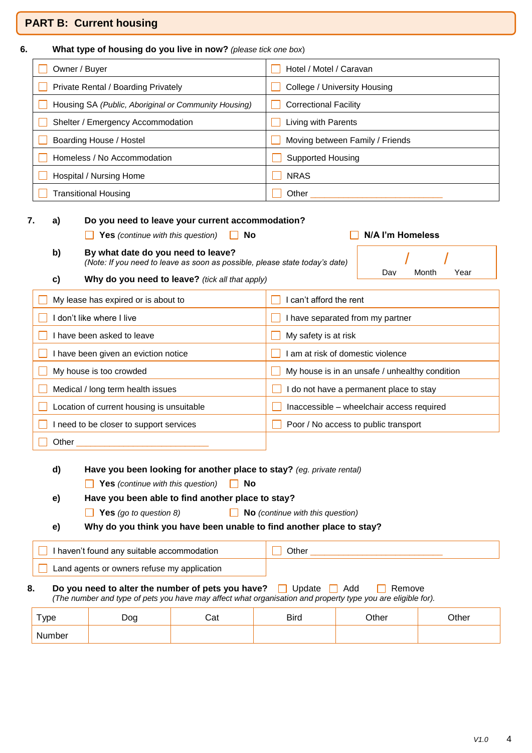## PART B: Current housing

**6. What type of housing do you live in now?** *(please tick one box)*

| | |
|---|---|
| ☐ Owner / Buyer | ☐ Hotel / Motel / Caravan |
| ☐ Private Rental / Boarding Privately | ☐ College / University Housing |
| ☐ Housing SA *(Public, Aboriginal or Community Housing)* | ☐ Correctional Facility |
| ☐ Shelter / Emergency Accommodation | ☐ Living with Parents |
| ☐ Boarding House / Hostel | ☐ Moving between Family / Friends |
| ☐ Homeless / No Accommodation | ☐ Supported Housing |
| ☐ Hospital / Nursing Home | ☐ NRAS |
| ☐ Transitional Housing | ☐ Other ______________________ |

**7. a) Do you need to leave your current accommodation?**

☐ **Yes** *(continue with this question)* ☐ **No** ☐ **N/A I'm Homeless**

**b) By what date do you need to leave?**
*(Note: If you need to leave as soon as possible, please state today's date)*

| Day | / | Month | / | Year |
|---|---|---|---|---|

**c) Why do you need to leave?** *(tick all that apply)*

| | |
|---|---|
| ☐ My lease has expired or is about to | ☐ I can't afford the rent |
| ☐ I don't like where I live | ☐ I have separated from my partner |
| ☐ I have been asked to leave | ☐ My safety is at risk |
| ☐ I have been given an eviction notice | ☐ I am at risk of domestic violence |
| ☐ My house is too crowded | ☐ My house is in an unsafe / unhealthy condition |
| ☐ Medical / long term health issues | ☐ I do not have a permanent place to stay |
| ☐ Location of current housing is unsuitable | ☐ Inaccessible – wheelchair access required |
| ☐ I need to be closer to support services | ☐ Poor / No access to public transport |
| ☐ Other ______________________ | |

**d) Have you been looking for another place to stay?** *(eg. private rental)*

☐ **Yes** *(continue with this question)* ☐ **No**

**e) Have you been able to find another place to stay?**

☐ **Yes** *(go to question 8)* ☐ **No** *(continue with this question)*

**e) Why do you think you have been unable to find another place to stay?**

| | |
|---|---|
| ☐ I haven't found any suitable accommodation | ☐ Other ______________________ |
| ☐ Land agents or owners refuse my application | |

**8. Do you need to alter the number of pets you have?** ☐ Update ☐ Add ☐ Remove
*(The number and type of pets you have may affect what organisation and property type you are eligible for).*

| Type | Dog | Cat | Bird | Other | Other |
|---|---|---|---|---|---|
| Number | | | | | |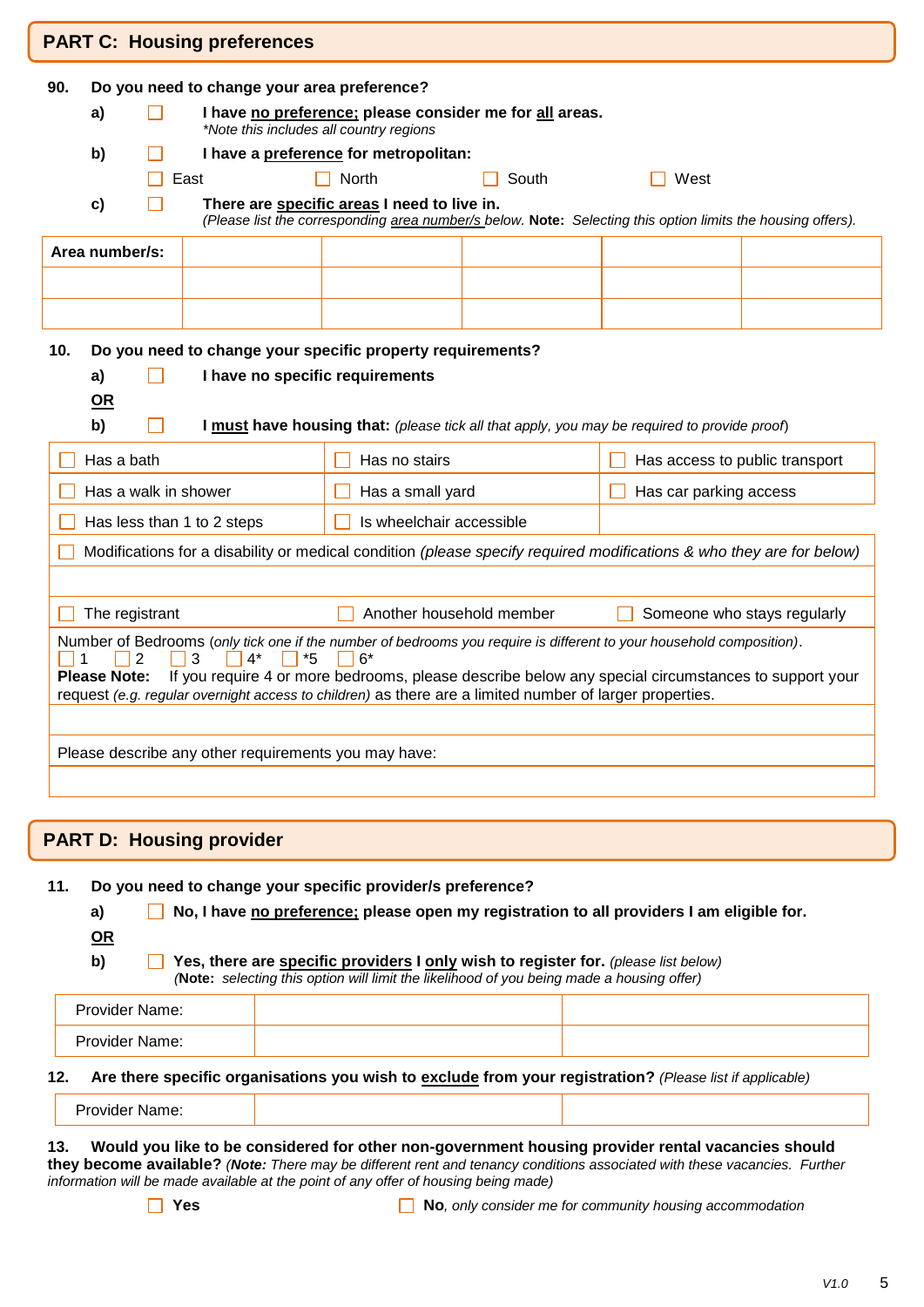## PART C: Housing preferences

**90. Do you need to change your area preference?**

**a)** ☐ **I have no preference; please consider me for all areas.**
*\*Note this includes all country regions*

**b)** ☐ **I have a preference for metropolitan:**

☐ East ☐ North ☐ South ☐ West

**c)** ☐ **There are specific areas I need to live in.**
*(Please list the corresponding area number/s below.* **Note:** *Selecting this option limits the housing offers).*

| Area number/s: | | | | | |
|---|---|---|---|---|---|
| | | | | | |
| | | | | | |

**10. Do you need to change your specific property requirements?**

**a)** ☐ **I have no specific requirements**

**OR**

**b)** ☐ **I must have housing that:** *(please tick all that apply, you may be required to provide proof)*

| | | |
|---|---|---|
| ☐ Has a bath | ☐ Has no stairs | ☐ Has access to public transport |
| ☐ Has a walk in shower | ☐ Has a small yard | ☐ Has car parking access |
| ☐ Has less than 1 to 2 steps | ☐ Is wheelchair accessible | |

☐ Modifications for a disability or medical condition *(please specify required modifications & who they are for below)*

☐ The registrant ☐ Another household member ☐ Someone who stays regularly

Number of Bedrooms (*only tick one if the number of bedrooms you require is different to your household composition)*.
☐ 1 ☐ 2 ☐ 3 ☐ 4* ☐ *5 ☐ 6*

**Please Note:** If you require 4 or more bedrooms, please describe below any special circumstances to support your request *(e.g. regular overnight access to children)* as there are a limited number of larger properties.

Please describe any other requirements you may have:

## PART D: Housing provider

**11. Do you need to change your specific provider/s preference?**

**a)** ☐ **No, I have no preference; please open my registration to all providers I am eligible for.**

**OR**

**b)** ☐ **Yes, there are specific providers I only wish to register for.** *(please list below)*
*(**Note:** selecting this option will limit the likelihood of you being made a housing offer)*

| Provider Name: | | |
|---|---|---|
| Provider Name: | | |

**12. Are there specific organisations you wish to exclude from your registration?** *(Please list if applicable)*

| Provider Name: | | |
|---|---|---|

**13. Would you like to be considered for other non-government housing provider rental vacancies should they become available?** *(**Note:** There may be different rent and tenancy conditions associated with these vacancies. Further information will be made available at the point of any offer of housing being made)*

☐ **Yes** ☐ **No**, *only consider me for community housing accommodation*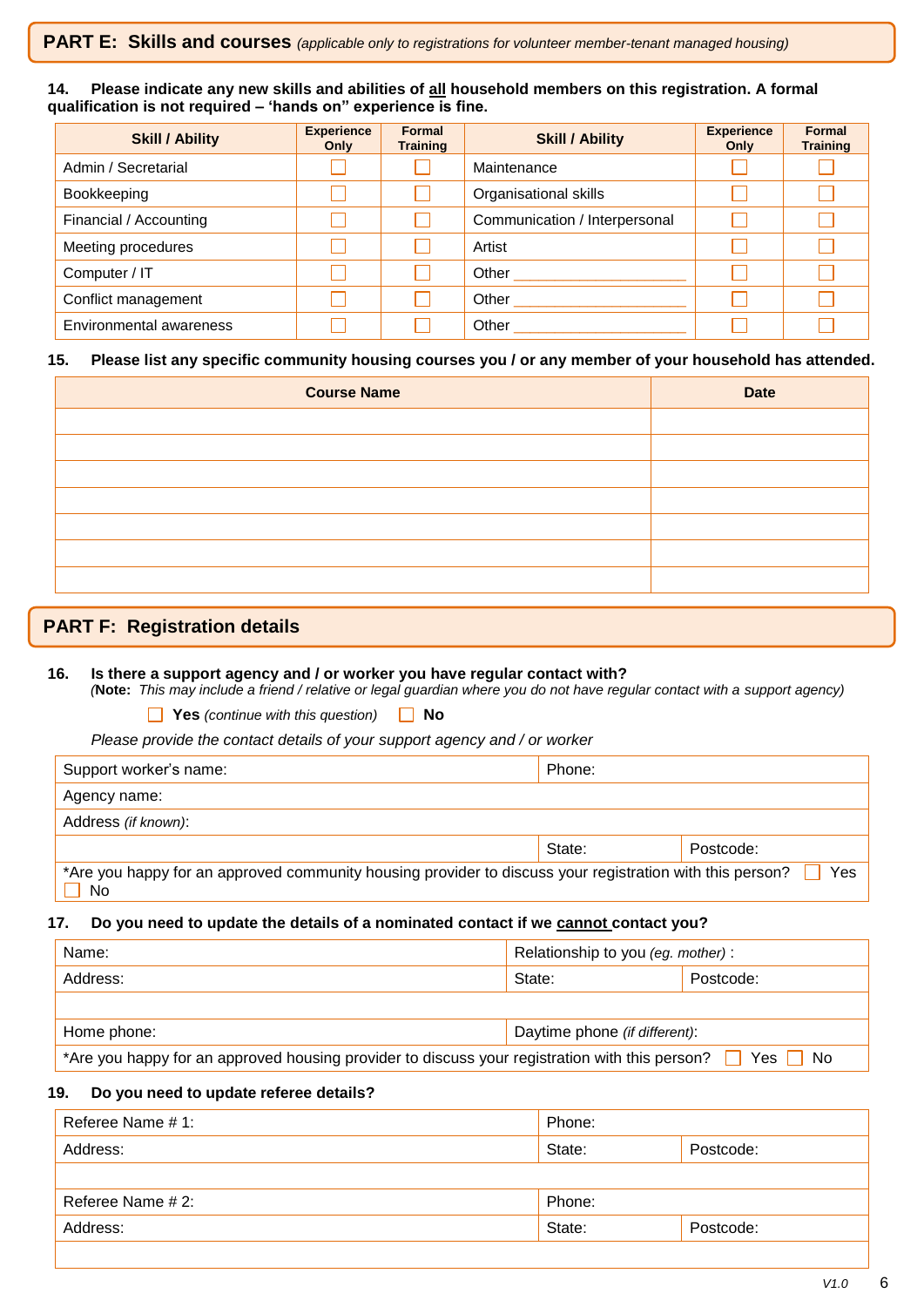## PART E: Skills and courses *(applicable only to registrations for volunteer member-tenant managed housing)*

**14. Please indicate any new skills and abilities of all household members on this registration. A formal qualification is not required – 'hands on" experience is fine.**

| Skill / Ability | Experience Only | Formal Training | Skill / Ability | Experience Only | Formal Training |
|---|---|---|---|---|---|
| Admin / Secretarial | ☐ | ☐ | Maintenance | ☐ | ☐ |
| Bookkeeping | ☐ | ☐ | Organisational skills | ☐ | ☐ |
| Financial / Accounting | ☐ | ☐ | Communication / Interpersonal | ☐ | ☐ |
| Meeting procedures | ☐ | ☐ | Artist | ☐ | ☐ |
| Computer / IT | ☐ | ☐ | Other ___________________ | ☐ | ☐ |
| Conflict management | ☐ | ☐ | Other ___________________ | ☐ | ☐ |
| Environmental awareness | ☐ | ☐ | Other ___________________ | ☐ | ☐ |

**15. Please list any specific community housing courses you / or any member of your household has attended.**

| Course Name | Date |
|---|---|
| | |
| | |
| | |
| | |
| | |
| | |
| | |

## PART F: Registration details

**16. Is there a support agency and / or worker you have regular contact with?**
*(**Note:** This may include a friend / relative or legal guardian where you do not have regular contact with a support agency)*

☐ **Yes** *(continue with this question)* ☐ **No**

*Please provide the contact details of your support agency and / or worker*

| Support worker's name: | Phone: | |
|---|---|---|
| Agency name: | | |
| Address *(if known)*: | | |
| | State: | Postcode: |
| *Are you happy for an approved community housing provider to discuss your registration with this person? ☐ Yes ☐ No | | |

**17. Do you need to update the details of a nominated contact if we cannot contact you?**

| Name: | Relationship to you *(eg. mother)* : | |
|---|---|---|
| Address: | State: | Postcode: |
| | | |
| Home phone: | Daytime phone *(if different)*: | |
| *Are you happy for an approved housing provider to discuss your registration with this person? ☐ Yes ☐ No | | |

**19. Do you need to update referee details?**

| Referee Name # 1: | Phone: | |
|---|---|---|
| Address: | State: | Postcode: |
| | | |
| Referee Name # 2: | Phone: | |
| Address: | State: | Postcode: |
| | | |

*V1.0*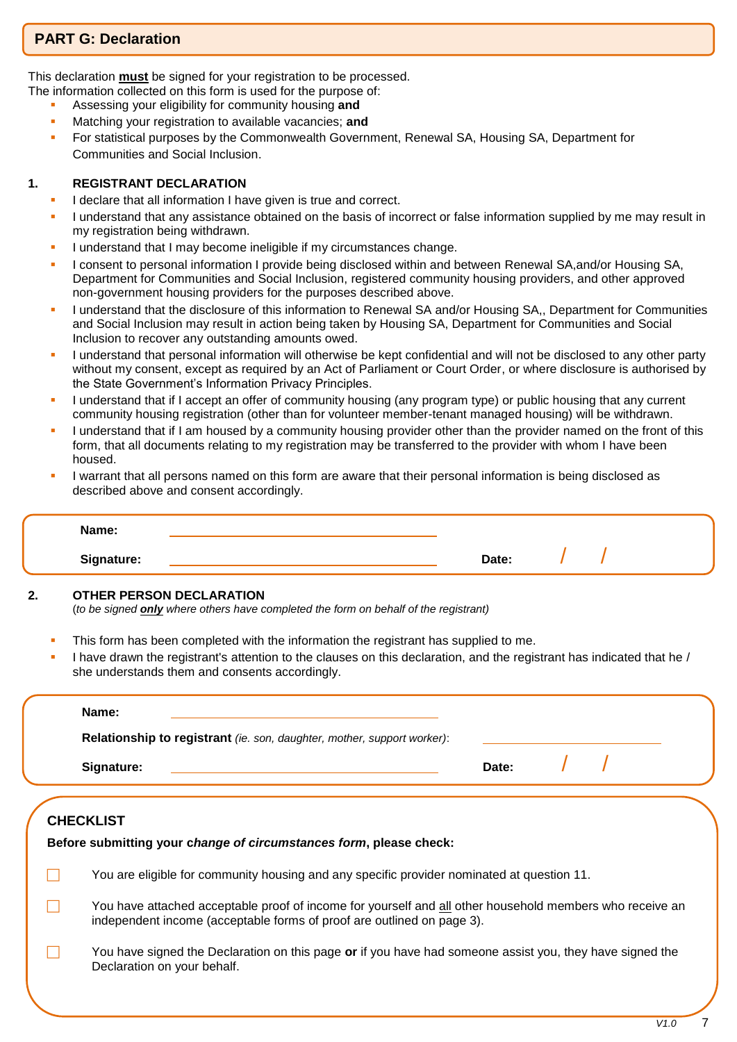## PART G: Declaration

This declaration **must** be signed for your registration to be processed.
The information collected on this form is used for the purpose of:

- Assessing your eligibility for community housing **and**
- Matching your registration to available vacancies; **and**
- For statistical purposes by the Commonwealth Government, Renewal SA, Housing SA, Department for Communities and Social Inclusion.

### 1. REGISTRANT DECLARATION

- I declare that all information I have given is true and correct.
- I understand that any assistance obtained on the basis of incorrect or false information supplied by me may result in my registration being withdrawn.
- I understand that I may become ineligible if my circumstances change.
- I consent to personal information I provide being disclosed within and between Renewal SA,and/or Housing SA, Department for Communities and Social Inclusion, registered community housing providers, and other approved non-government housing providers for the purposes described above.
- I understand that the disclosure of this information to Renewal SA and/or Housing SA,, Department for Communities and Social Inclusion may result in action being taken by Housing SA, Department for Communities and Social Inclusion to recover any outstanding amounts owed.
- I understand that personal information will otherwise be kept confidential and will not be disclosed to any other party without my consent, except as required by an Act of Parliament or Court Order, or where disclosure is authorised by the State Government's Information Privacy Principles.
- I understand that if I accept an offer of community housing (any program type) or public housing that any current community housing registration (other than for volunteer member-tenant managed housing) will be withdrawn.
- I understand that if I am housed by a community housing provider other than the provider named on the front of this form, that all documents relating to my registration may be transferred to the provider with whom I have been housed.
- I warrant that all persons named on this form are aware that their personal information is being disclosed as described above and consent accordingly.

**Name:** ______________________________

**Signature:** ______________________________ **Date:** / /

### 2. OTHER PERSON DECLARATION

(*to be signed **only** where others have completed the form on behalf of the registrant*)

- This form has been completed with the information the registrant has supplied to me.
- I have drawn the registrant's attention to the clauses on this declaration, and the registrant has indicated that he / she understands them and consents accordingly.

**Name:** ______________________________

**Relationship to registrant** *(ie. son, daughter, mother, support worker)*: ______________________________

**Signature:** ______________________________ **Date:** / /

### CHECKLIST

**Before submitting your c*hange of circumstances form*, please check:**

- ☐ You are eligible for community housing and any specific provider nominated at question 11.
- ☐ You have attached acceptable proof of income for yourself and all other household members who receive an independent income (acceptable forms of proof are outlined on page 3).
- ☐ You have signed the Declaration on this page **or** if you have had someone assist you, they have signed the Declaration on your behalf.

*V1.0*